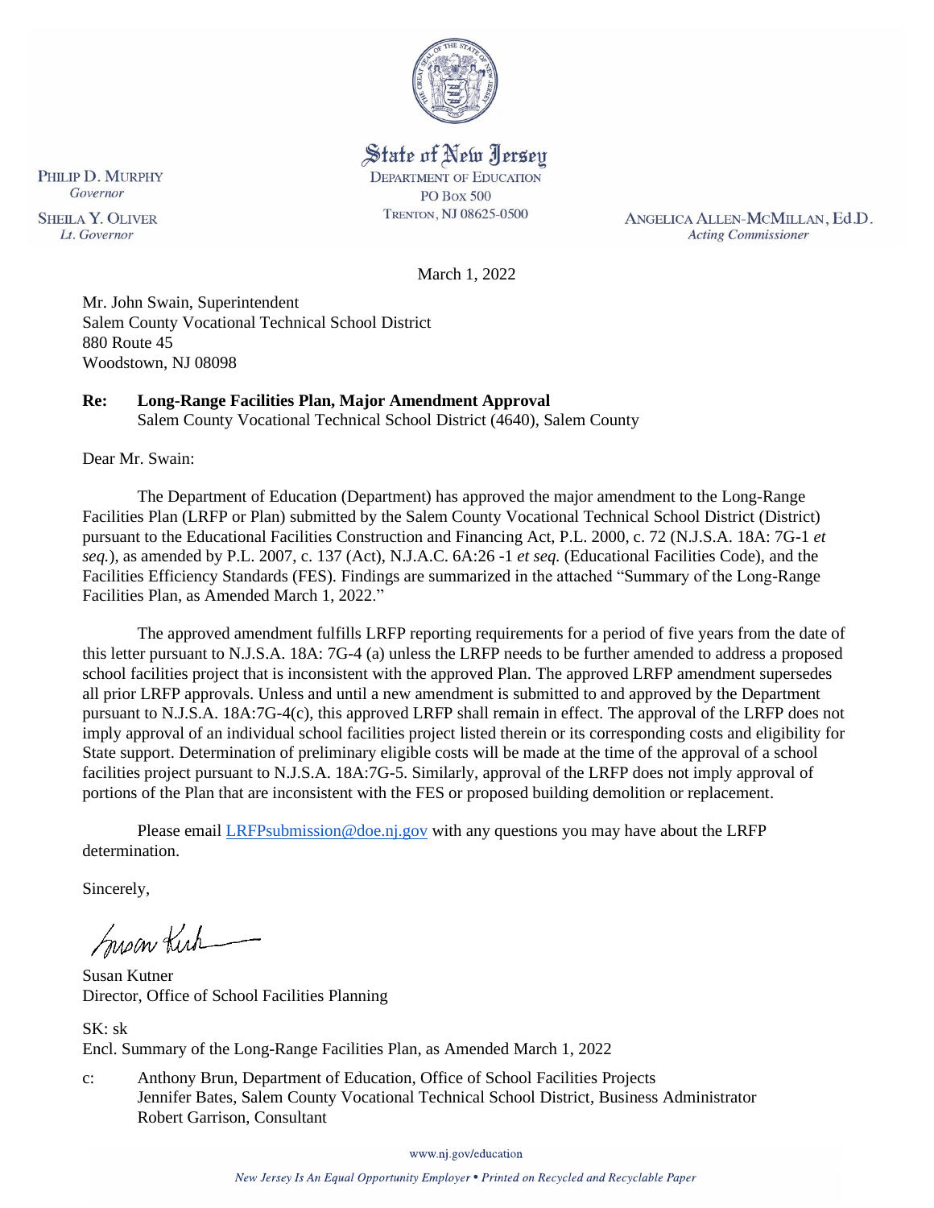State of New Jersey
DEPARTMENT OF EDUCATION
PO Box 500
TRENTON, NJ 08625-0500

PHILIP D. MURPHY
*Governor*

SHEILA Y. OLIVER
*Lt. Governor*

ANGELICA ALLEN-MCMILLAN, Ed.D.
*Acting Commissioner*

March 1, 2022

Mr. John Swain, Superintendent
Salem County Vocational Technical School District
880 Route 45
Woodstown, NJ 08098

**Re: Long-Range Facilities Plan, Major Amendment Approval**
Salem County Vocational Technical School District (4640), Salem County

Dear Mr. Swain:

The Department of Education (Department) has approved the major amendment to the Long-Range Facilities Plan (LRFP or Plan) submitted by the Salem County Vocational Technical School District (District) pursuant to the Educational Facilities Construction and Financing Act, P.L. 2000, c. 72 (N.J.S.A. 18A: 7G-1 *et seq.*), as amended by P.L. 2007, c. 137 (Act), N.J.A.C. 6A:26 -1 *et seq.* (Educational Facilities Code), and the Facilities Efficiency Standards (FES). Findings are summarized in the attached "Summary of the Long-Range Facilities Plan, as Amended March 1, 2022."

The approved amendment fulfills LRFP reporting requirements for a period of five years from the date of this letter pursuant to N.J.S.A. 18A: 7G-4 (a) unless the LRFP needs to be further amended to address a proposed school facilities project that is inconsistent with the approved Plan. The approved LRFP amendment supersedes all prior LRFP approvals. Unless and until a new amendment is submitted to and approved by the Department pursuant to N.J.S.A. 18A:7G-4(c), this approved LRFP shall remain in effect. The approval of the LRFP does not imply approval of an individual school facilities project listed therein or its corresponding costs and eligibility for State support. Determination of preliminary eligible costs will be made at the time of the approval of a school facilities project pursuant to N.J.S.A. 18A:7G-5. Similarly, approval of the LRFP does not imply approval of portions of the Plan that are inconsistent with the FES or proposed building demolition or replacement.

Please email LRFPsubmission@doe.nj.gov with any questions you may have about the LRFP determination.

Sincerely,

Susan Kutner
Director, Office of School Facilities Planning

SK: sk
Encl. Summary of the Long-Range Facilities Plan, as Amended March 1, 2022

c: Anthony Brun, Department of Education, Office of School Facilities Projects
Jennifer Bates, Salem County Vocational Technical School District, Business Administrator
Robert Garrison, Consultant

www.nj.gov/education

*New Jersey Is An Equal Opportunity Employer • Printed on Recycled and Recyclable Paper*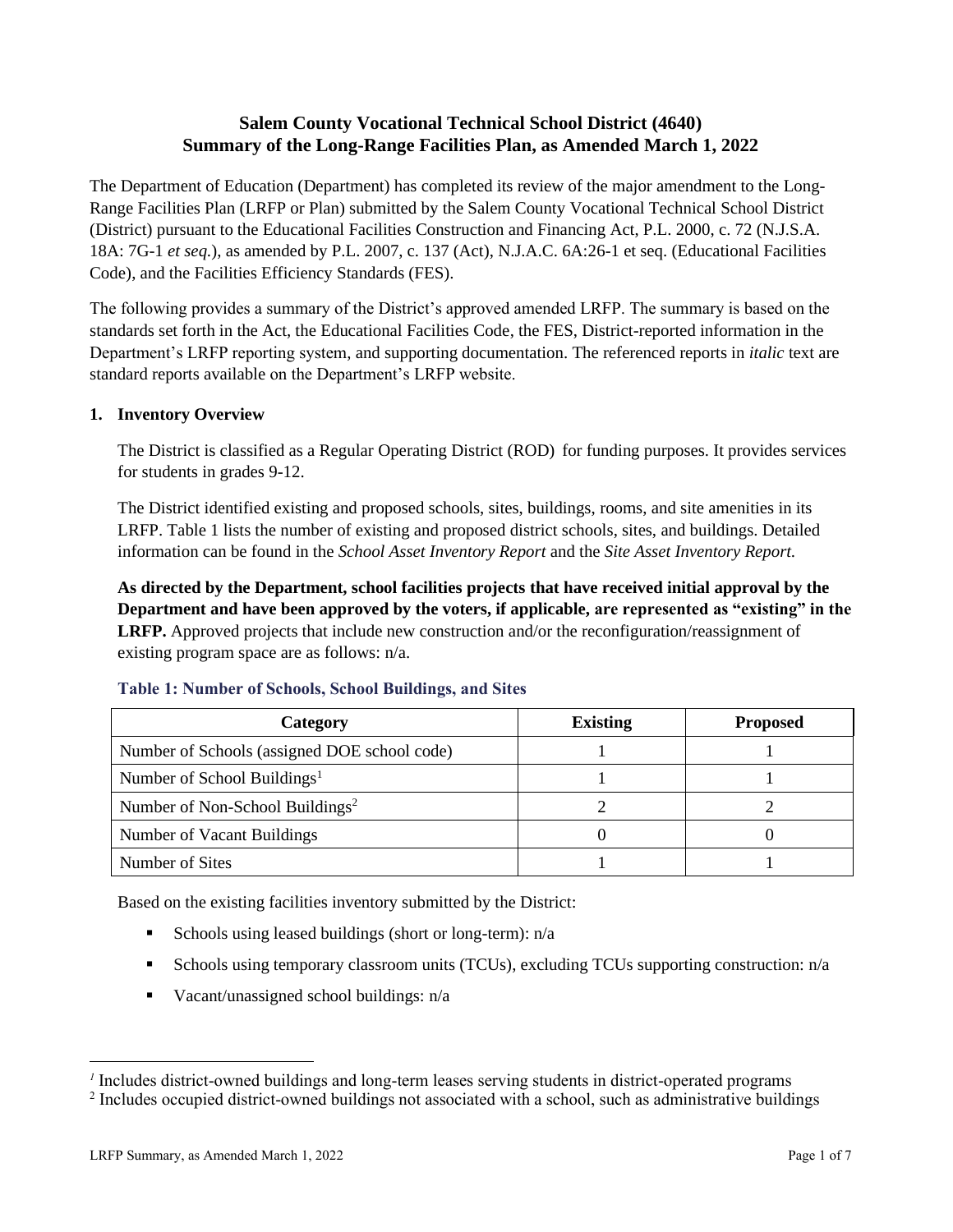# Salem County Vocational Technical School District (4640)
# Summary of the Long-Range Facilities Plan, as Amended March 1, 2022

The Department of Education (Department) has completed its review of the major amendment to the Long-Range Facilities Plan (LRFP or Plan) submitted by the Salem County Vocational Technical School District (District) pursuant to the Educational Facilities Construction and Financing Act, P.L. 2000, c. 72 (N.J.S.A. 18A: 7G-1 *et seq.*), as amended by P.L. 2007, c. 137 (Act), N.J.A.C. 6A:26-1 et seq. (Educational Facilities Code), and the Facilities Efficiency Standards (FES).

The following provides a summary of the District's approved amended LRFP. The summary is based on the standards set forth in the Act, the Educational Facilities Code, the FES, District-reported information in the Department's LRFP reporting system, and supporting documentation. The referenced reports in *italic* text are standard reports available on the Department's LRFP website.

## 1. Inventory Overview

The District is classified as a Regular Operating District (ROD) for funding purposes. It provides services for students in grades 9-12.

The District identified existing and proposed schools, sites, buildings, rooms, and site amenities in its LRFP. Table 1 lists the number of existing and proposed district schools, sites, and buildings. Detailed information can be found in the *School Asset Inventory Report* and the *Site Asset Inventory Report.*

**As directed by the Department, school facilities projects that have received initial approval by the Department and have been approved by the voters, if applicable, are represented as "existing" in the LRFP.** Approved projects that include new construction and/or the reconfiguration/reassignment of existing program space are as follows: n/a.

### Table 1: Number of Schools, School Buildings, and Sites

| Category | Existing | Proposed |
|---|---|---|
| Number of Schools (assigned DOE school code) | 1 | 1 |
| Number of School Buildings[1] | 1 | 1 |
| Number of Non-School Buildings[2] | 2 | 2 |
| Number of Vacant Buildings | 0 | 0 |
| Number of Sites | 1 | 1 |

Based on the existing facilities inventory submitted by the District:

- Schools using leased buildings (short or long-term): n/a
- Schools using temporary classroom units (TCUs), excluding TCUs supporting construction: n/a
- Vacant/unassigned school buildings: n/a

[1] Includes district-owned buildings and long-term leases serving students in district-operated programs

[2] Includes occupied district-owned buildings not associated with a school, such as administrative buildings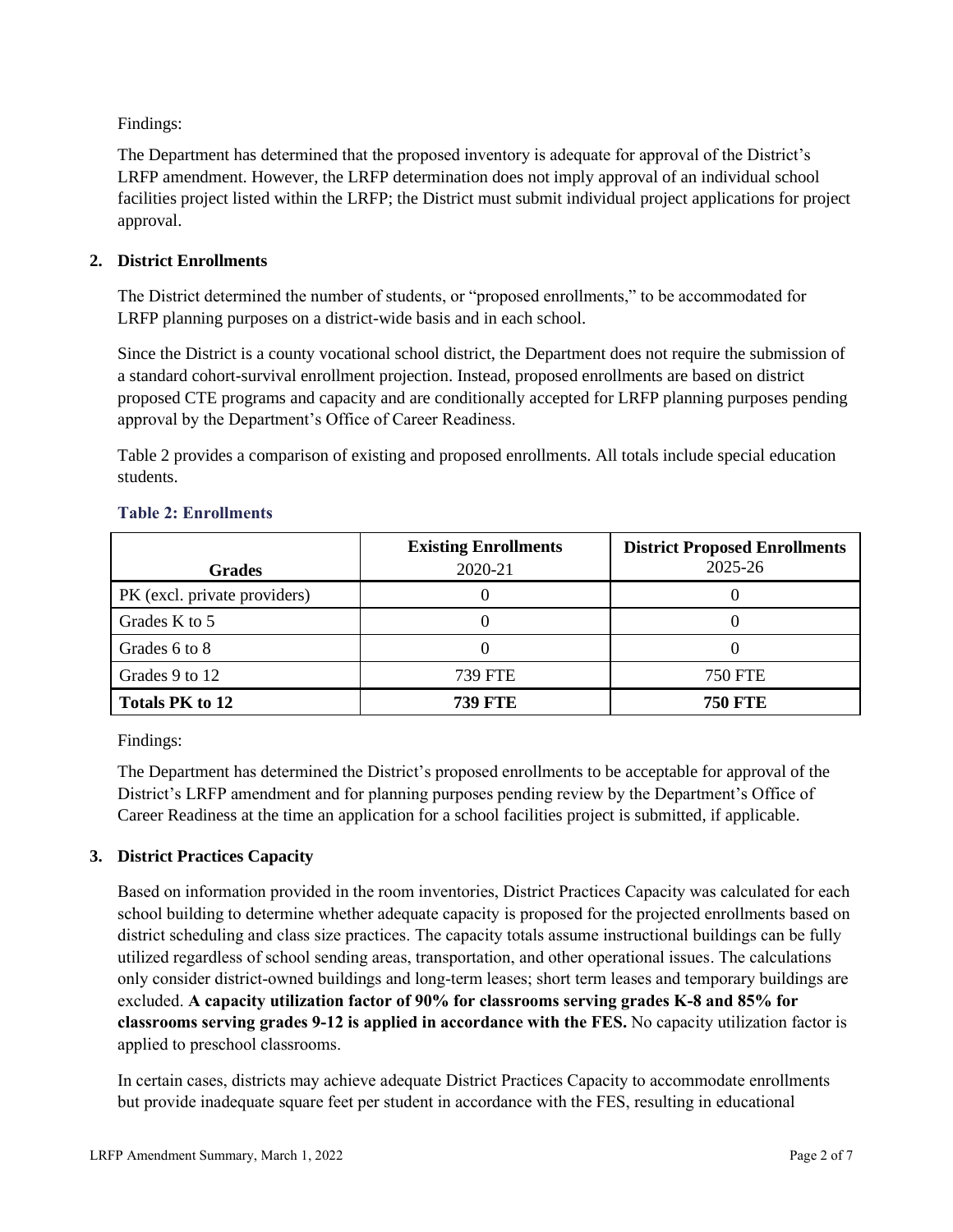Findings:

The Department has determined that the proposed inventory is adequate for approval of the District's LRFP amendment. However, the LRFP determination does not imply approval of an individual school facilities project listed within the LRFP; the District must submit individual project applications for project approval.

## 2. District Enrollments

The District determined the number of students, or "proposed enrollments," to be accommodated for LRFP planning purposes on a district-wide basis and in each school.

Since the District is a county vocational school district, the Department does not require the submission of a standard cohort-survival enrollment projection. Instead, proposed enrollments are based on district proposed CTE programs and capacity and are conditionally accepted for LRFP planning purposes pending approval by the Department's Office of Career Readiness.

Table 2 provides a comparison of existing and proposed enrollments. All totals include special education students.

### Table 2: Enrollments

| Grades | Existing Enrollments 2020-21 | District Proposed Enrollments 2025-26 |
|---|---|---|
| PK (excl. private providers) | 0 | 0 |
| Grades K to 5 | 0 | 0 |
| Grades 6 to 8 | 0 | 0 |
| Grades 9 to 12 | 739 FTE | 750 FTE |
| **Totals PK to 12** | **739 FTE** | **750 FTE** |

Findings:

The Department has determined the District's proposed enrollments to be acceptable for approval of the District's LRFP amendment and for planning purposes pending review by the Department's Office of Career Readiness at the time an application for a school facilities project is submitted, if applicable.

## 3. District Practices Capacity

Based on information provided in the room inventories, District Practices Capacity was calculated for each school building to determine whether adequate capacity is proposed for the projected enrollments based on district scheduling and class size practices. The capacity totals assume instructional buildings can be fully utilized regardless of school sending areas, transportation, and other operational issues. The calculations only consider district-owned buildings and long-term leases; short term leases and temporary buildings are excluded. **A capacity utilization factor of 90% for classrooms serving grades K-8 and 85% for classrooms serving grades 9-12 is applied in accordance with the FES.** No capacity utilization factor is applied to preschool classrooms.

In certain cases, districts may achieve adequate District Practices Capacity to accommodate enrollments but provide inadequate square feet per student in accordance with the FES, resulting in educational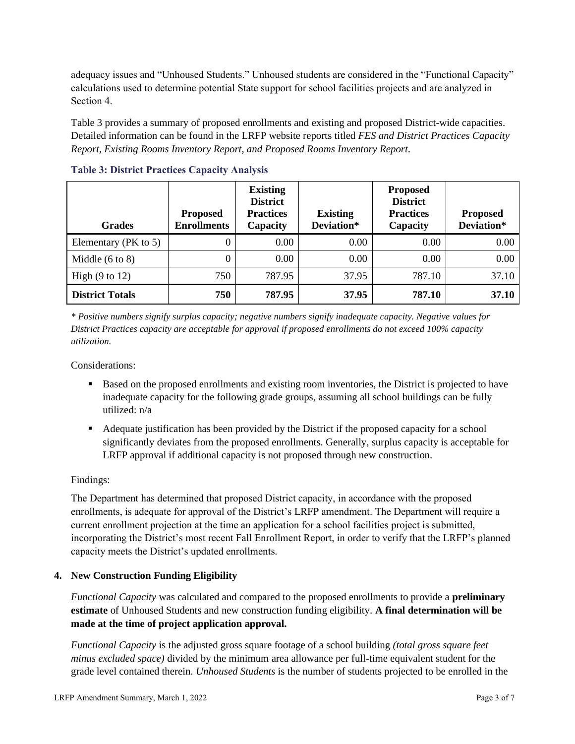adequacy issues and "Unhoused Students." Unhoused students are considered in the "Functional Capacity" calculations used to determine potential State support for school facilities projects and are analyzed in Section 4.

Table 3 provides a summary of proposed enrollments and existing and proposed District-wide capacities. Detailed information can be found in the LRFP website reports titled *FES and District Practices Capacity Report, Existing Rooms Inventory Report, and Proposed Rooms Inventory Report.*

**Table 3: District Practices Capacity Analysis**

| Grades | Proposed Enrollments | Existing District Practices Capacity | Existing Deviation* | Proposed District Practices Capacity | Proposed Deviation* |
|---|---|---|---|---|---|
| Elementary (PK to 5) | 0 | 0.00 | 0.00 | 0.00 | 0.00 |
| Middle (6 to 8) | 0 | 0.00 | 0.00 | 0.00 | 0.00 |
| High (9 to 12) | 750 | 787.95 | 37.95 | 787.10 | 37.10 |
| **District Totals** | **750** | **787.95** | **37.95** | **787.10** | **37.10** |

*\* Positive numbers signify surplus capacity; negative numbers signify inadequate capacity. Negative values for District Practices capacity are acceptable for approval if proposed enrollments do not exceed 100% capacity utilization.*

Considerations:

- Based on the proposed enrollments and existing room inventories, the District is projected to have inadequate capacity for the following grade groups, assuming all school buildings can be fully utilized: n/a
- Adequate justification has been provided by the District if the proposed capacity for a school significantly deviates from the proposed enrollments. Generally, surplus capacity is acceptable for LRFP approval if additional capacity is not proposed through new construction.

Findings:

The Department has determined that proposed District capacity, in accordance with the proposed enrollments, is adequate for approval of the District's LRFP amendment. The Department will require a current enrollment projection at the time an application for a school facilities project is submitted, incorporating the District's most recent Fall Enrollment Report, in order to verify that the LRFP's planned capacity meets the District's updated enrollments.

## 4. New Construction Funding Eligibility

*Functional Capacity* was calculated and compared to the proposed enrollments to provide a **preliminary estimate** of Unhoused Students and new construction funding eligibility. **A final determination will be made at the time of project application approval.**

*Functional Capacity* is the adjusted gross square footage of a school building *(total gross square feet minus excluded space)* divided by the minimum area allowance per full-time equivalent student for the grade level contained therein. *Unhoused Students* is the number of students projected to be enrolled in the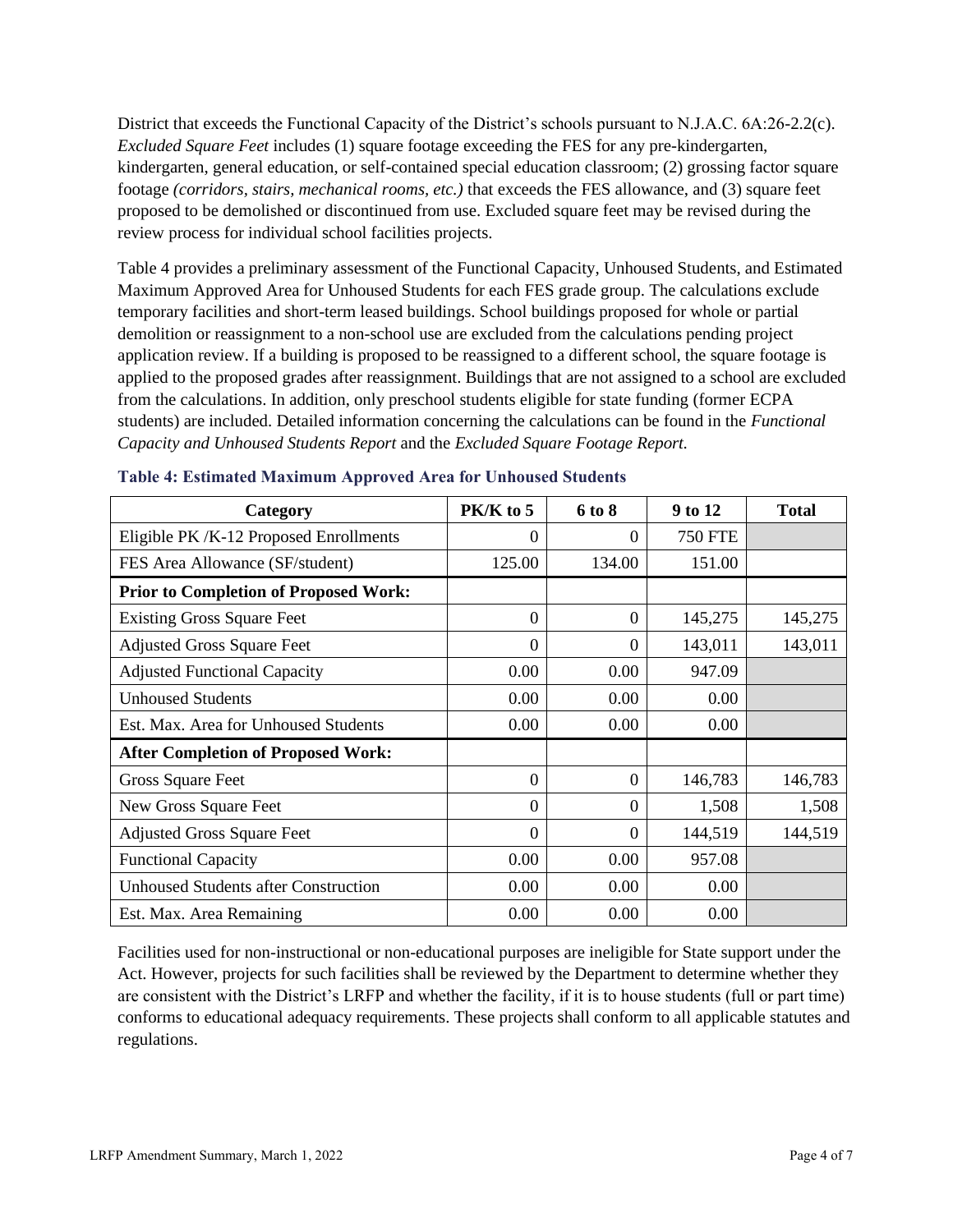District that exceeds the Functional Capacity of the District's schools pursuant to N.J.A.C. 6A:26-2.2(c). *Excluded Square Feet* includes (1) square footage exceeding the FES for any pre-kindergarten, kindergarten, general education, or self-contained special education classroom; (2) grossing factor square footage *(corridors, stairs, mechanical rooms, etc.)* that exceeds the FES allowance, and (3) square feet proposed to be demolished or discontinued from use. Excluded square feet may be revised during the review process for individual school facilities projects.

Table 4 provides a preliminary assessment of the Functional Capacity, Unhoused Students, and Estimated Maximum Approved Area for Unhoused Students for each FES grade group. The calculations exclude temporary facilities and short-term leased buildings. School buildings proposed for whole or partial demolition or reassignment to a non-school use are excluded from the calculations pending project application review. If a building is proposed to be reassigned to a different school, the square footage is applied to the proposed grades after reassignment. Buildings that are not assigned to a school are excluded from the calculations. In addition, only preschool students eligible for state funding (former ECPA students) are included. Detailed information concerning the calculations can be found in the *Functional Capacity and Unhoused Students Report* and the *Excluded Square Footage Report.*

**Table 4: Estimated Maximum Approved Area for Unhoused Students**

| Category | PK/K to 5 | 6 to 8 | 9 to 12 | Total |
|---|---|---|---|---|
| Eligible PK /K-12 Proposed Enrollments | 0 | 0 | 750 FTE | |
| FES Area Allowance (SF/student) | 125.00 | 134.00 | 151.00 | |
| **Prior to Completion of Proposed Work:** | | | | |
| Existing Gross Square Feet | 0 | 0 | 145,275 | 145,275 |
| Adjusted Gross Square Feet | 0 | 0 | 143,011 | 143,011 |
| Adjusted Functional Capacity | 0.00 | 0.00 | 947.09 | |
| Unhoused Students | 0.00 | 0.00 | 0.00 | |
| Est. Max. Area for Unhoused Students | 0.00 | 0.00 | 0.00 | |
| **After Completion of Proposed Work:** | | | | |
| Gross Square Feet | 0 | 0 | 146,783 | 146,783 |
| New Gross Square Feet | 0 | 0 | 1,508 | 1,508 |
| Adjusted Gross Square Feet | 0 | 0 | 144,519 | 144,519 |
| Functional Capacity | 0.00 | 0.00 | 957.08 | |
| Unhoused Students after Construction | 0.00 | 0.00 | 0.00 | |
| Est. Max. Area Remaining | 0.00 | 0.00 | 0.00 | |

Facilities used for non-instructional or non-educational purposes are ineligible for State support under the Act. However, projects for such facilities shall be reviewed by the Department to determine whether they are consistent with the District's LRFP and whether the facility, if it is to house students (full or part time) conforms to educational adequacy requirements. These projects shall conform to all applicable statutes and regulations.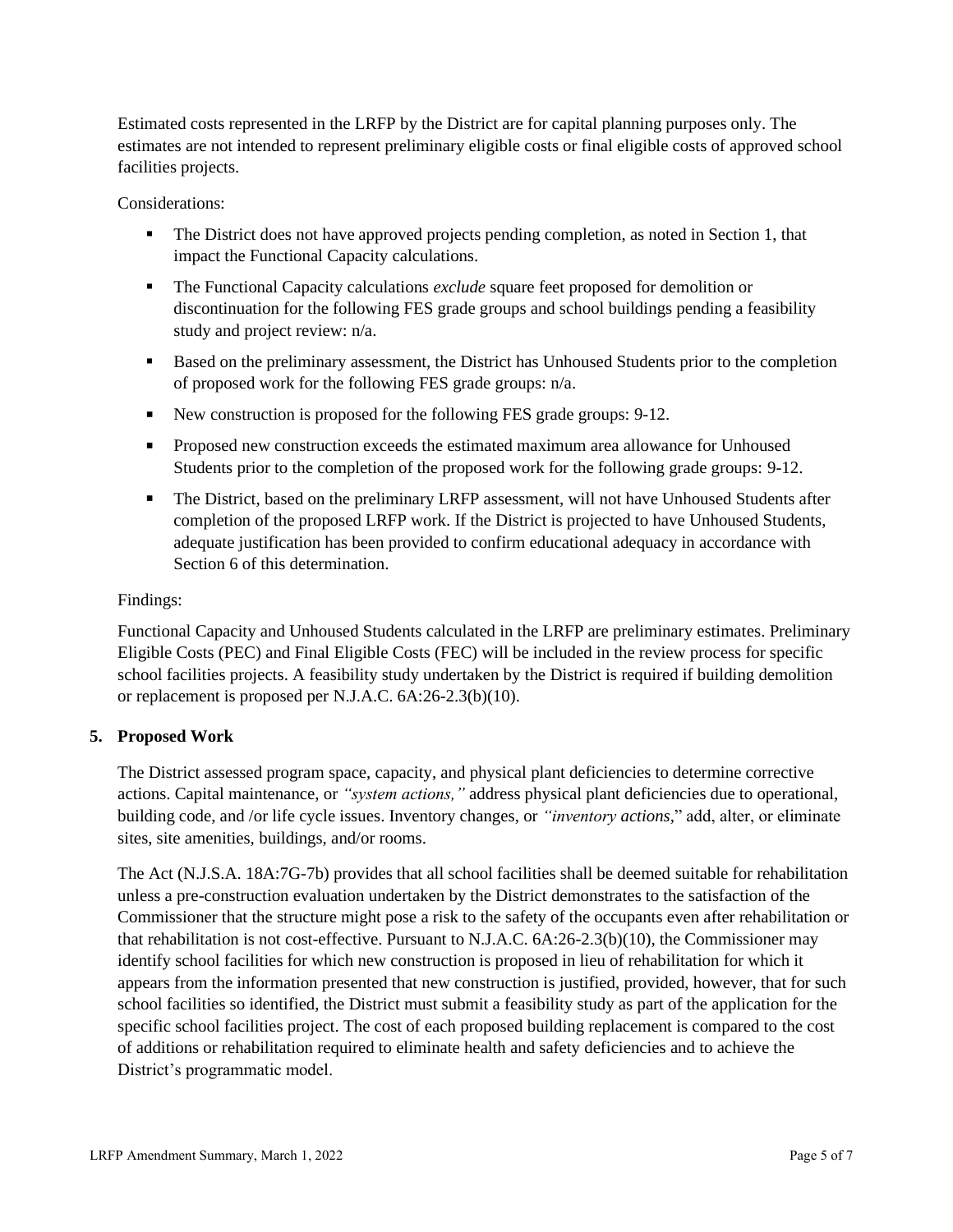Estimated costs represented in the LRFP by the District are for capital planning purposes only. The estimates are not intended to represent preliminary eligible costs or final eligible costs of approved school facilities projects.

Considerations:

- The District does not have approved projects pending completion, as noted in Section 1, that impact the Functional Capacity calculations.
- The Functional Capacity calculations *exclude* square feet proposed for demolition or discontinuation for the following FES grade groups and school buildings pending a feasibility study and project review: n/a.
- Based on the preliminary assessment, the District has Unhoused Students prior to the completion of proposed work for the following FES grade groups: n/a.
- New construction is proposed for the following FES grade groups: 9-12.
- Proposed new construction exceeds the estimated maximum area allowance for Unhoused Students prior to the completion of the proposed work for the following grade groups: 9-12.
- The District, based on the preliminary LRFP assessment, will not have Unhoused Students after completion of the proposed LRFP work. If the District is projected to have Unhoused Students, adequate justification has been provided to confirm educational adequacy in accordance with Section 6 of this determination.

Findings:

Functional Capacity and Unhoused Students calculated in the LRFP are preliminary estimates. Preliminary Eligible Costs (PEC) and Final Eligible Costs (FEC) will be included in the review process for specific school facilities projects. A feasibility study undertaken by the District is required if building demolition or replacement is proposed per N.J.A.C. 6A:26-2.3(b)(10).

## 5. Proposed Work

The District assessed program space, capacity, and physical plant deficiencies to determine corrective actions. Capital maintenance, or *"system actions,"* address physical plant deficiencies due to operational, building code, and /or life cycle issues. Inventory changes, or *"inventory actions,"* add, alter, or eliminate sites, site amenities, buildings, and/or rooms.

The Act (N.J.S.A. 18A:7G-7b) provides that all school facilities shall be deemed suitable for rehabilitation unless a pre-construction evaluation undertaken by the District demonstrates to the satisfaction of the Commissioner that the structure might pose a risk to the safety of the occupants even after rehabilitation or that rehabilitation is not cost-effective. Pursuant to N.J.A.C. 6A:26-2.3(b)(10), the Commissioner may identify school facilities for which new construction is proposed in lieu of rehabilitation for which it appears from the information presented that new construction is justified, provided, however, that for such school facilities so identified, the District must submit a feasibility study as part of the application for the specific school facilities project. The cost of each proposed building replacement is compared to the cost of additions or rehabilitation required to eliminate health and safety deficiencies and to achieve the District's programmatic model.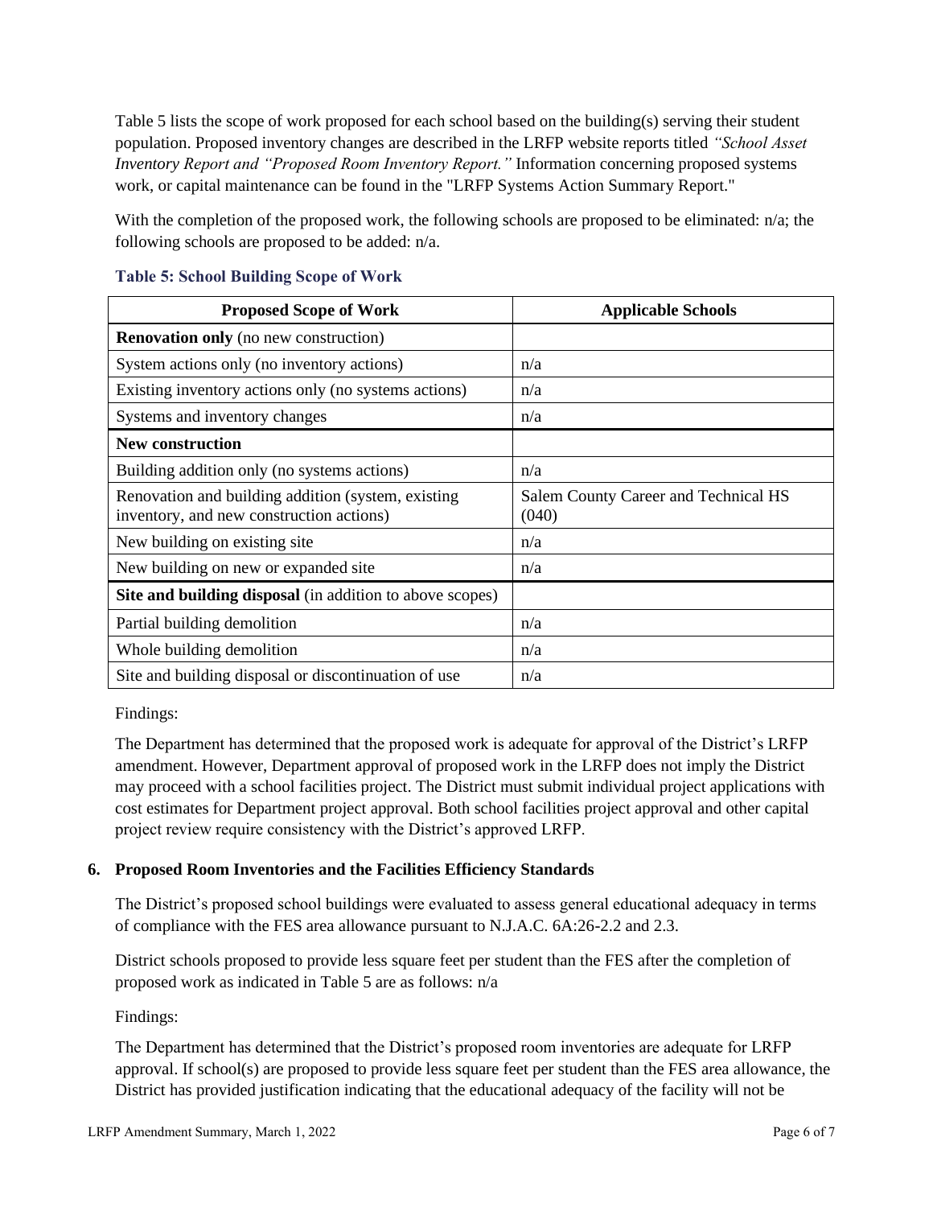Table 5 lists the scope of work proposed for each school based on the building(s) serving their student population. Proposed inventory changes are described in the LRFP website reports titled *"School Asset Inventory Report and "Proposed Room Inventory Report."* Information concerning proposed systems work, or capital maintenance can be found in the "LRFP Systems Action Summary Report."

With the completion of the proposed work, the following schools are proposed to be eliminated: n/a; the following schools are proposed to be added: n/a.

**Table 5: School Building Scope of Work**

| Proposed Scope of Work | Applicable Schools |
|---|---|
| **Renovation only** (no new construction) | |
| System actions only (no inventory actions) | n/a |
| Existing inventory actions only (no systems actions) | n/a |
| Systems and inventory changes | n/a |
| **New construction** | |
| Building addition only (no systems actions) | n/a |
| Renovation and building addition (system, existing inventory, and new construction actions) | Salem County Career and Technical HS (040) |
| New building on existing site | n/a |
| New building on new or expanded site | n/a |
| **Site and building disposal** (in addition to above scopes) | |
| Partial building demolition | n/a |
| Whole building demolition | n/a |
| Site and building disposal or discontinuation of use | n/a |

Findings:

The Department has determined that the proposed work is adequate for approval of the District's LRFP amendment. However, Department approval of proposed work in the LRFP does not imply the District may proceed with a school facilities project. The District must submit individual project applications with cost estimates for Department project approval. Both school facilities project approval and other capital project review require consistency with the District's approved LRFP.

## 6. Proposed Room Inventories and the Facilities Efficiency Standards

The District's proposed school buildings were evaluated to assess general educational adequacy in terms of compliance with the FES area allowance pursuant to N.J.A.C. 6A:26-2.2 and 2.3.

District schools proposed to provide less square feet per student than the FES after the completion of proposed work as indicated in Table 5 are as follows: n/a

Findings:

The Department has determined that the District's proposed room inventories are adequate for LRFP approval. If school(s) are proposed to provide less square feet per student than the FES area allowance, the District has provided justification indicating that the educational adequacy of the facility will not be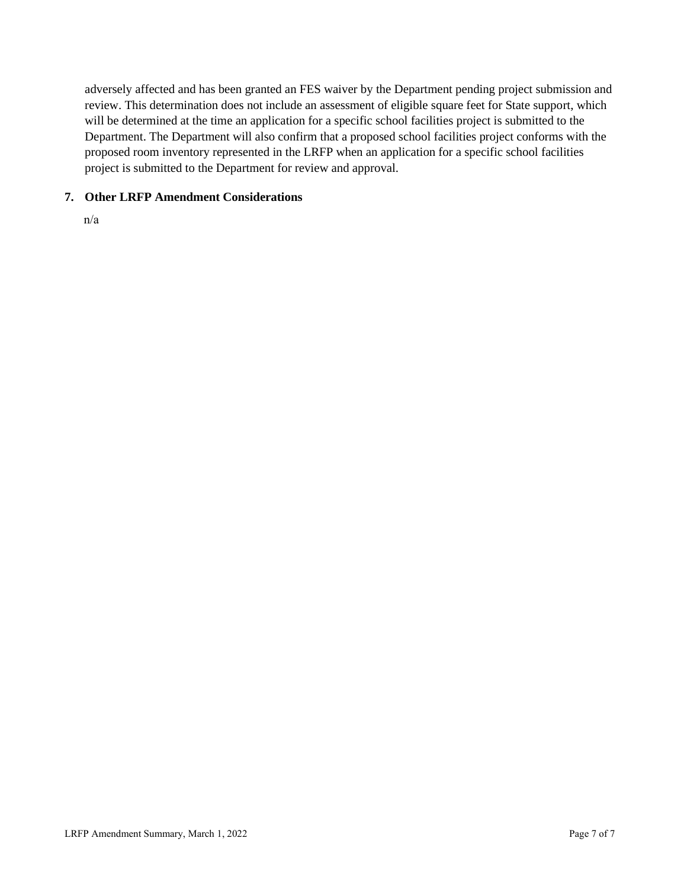adversely affected and has been granted an FES waiver by the Department pending project submission and review. This determination does not include an assessment of eligible square feet for State support, which will be determined at the time an application for a specific school facilities project is submitted to the Department. The Department will also confirm that a proposed school facilities project conforms with the proposed room inventory represented in the LRFP when an application for a specific school facilities project is submitted to the Department for review and approval.

**7. Other LRFP Amendment Considerations**

n/a